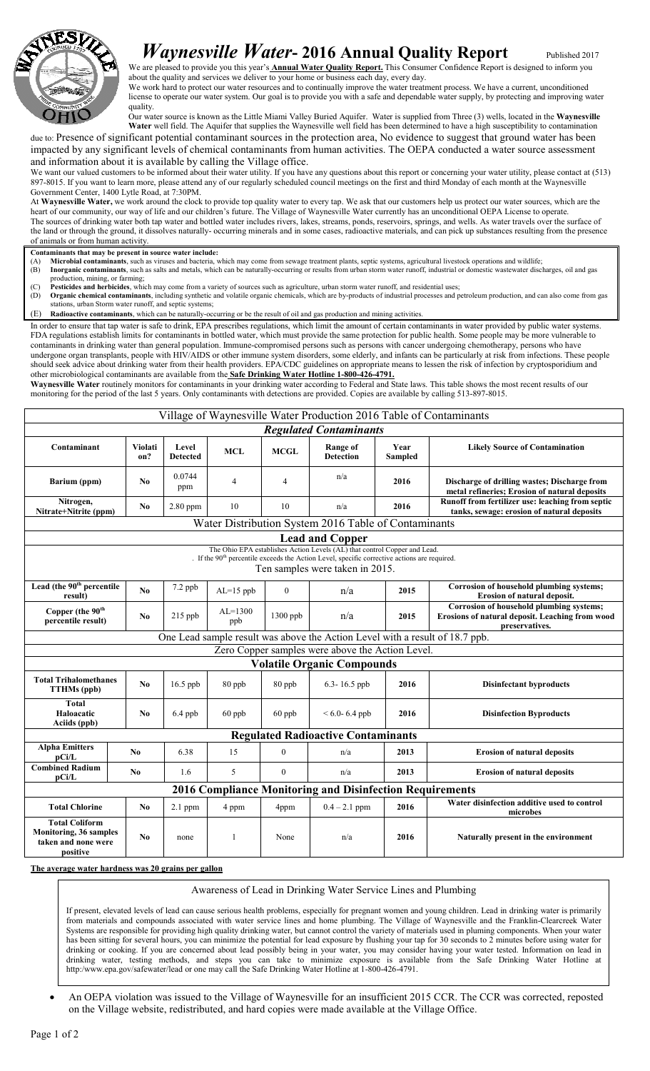# *Waynesville Water*- 2016 Annual Quality Report

Published 2017

We are pleased to provide you this year's **Annual Water Quality Report.** This Consumer Confidence Report is designed to inform you about the quality and services we deliver to your home or business each day, every day.

We work hard to protect our water resources and to continually improve the water treatment process. We have a current, unconditioned license to operate our water system. Our goal is to provide you with a safe and dependable water supply, by protecting and improving water quality.

Our water source is known as the Little Miami Valley Buried Aquifer. Water is supplied from Three (3) wells, located in the **Waynesville Water** well field. The Aquifer that supplies the Waynesville well field has been determined to have a high susceptibility to contamination due to: Presence of significant potential contaminant sources in the protection area, No evidence to suggest that ground water has been impacted by any significant levels of chemical contaminants from human activities. The OEPA conducted a water source assessment and information about it is available by calling the Village office.

We want our valued customers to be informed about their water utility. If you have any questions about this report or concerning your water utility, please contact at (513) 897-8015. If you want to learn more, please attend any of our regularly scheduled council meetings on the first and third Monday of each month at the Waynesville Government Center, 1400 Lytle Road, at 7:30PM.

At **Waynesville Water,** we work around the clock to provide top quality water to every tap. We ask that our customers help us protect our water sources, which are the heart of our community, our way of life and our children's future. The Village of Waynesville Water currently has an unconditional OEPA License to operate.

The sources of drinking water both tap water and bottled water includes rivers, lakes, streams, ponds, reservoirs, springs, and wells. As water travels over the surface of the land or through the ground, it dissolves naturally- occurring minerals and in some cases, radioactive materials, and can pick up substances resulting from the presence of animals or from human activity.

**Contaminants that may be present in source water include:**

(A) **Microbial contaminants**, such as viruses and bacteria, which may come from sewage treatment plants, septic systems, agricultural livestock operations and wildlife;
(B) **Inorganic contaminants**, such as salts and metals, which can be naturally-occurring or results from urban storm water runoff, industrial or domestic wastewater discharges, oil and gas production, mining, or farming;
(C) **Pesticides and herbicides**, which may come from a variety of sources such as agriculture, urban storm water runoff, and residential uses;
(D) **Organic chemical contaminants**, including synthetic and volatile organic chemicals, which are by-products of industrial processes and petroleum production, and can also come from gas stations, urban Storm water runoff, and septic systems;
(E) **Radioactive contaminants**, which can be naturally-occurring or be the result of oil and gas production and mining activities.

In order to ensure that tap water is safe to drink, EPA prescribes regulations, which limit the amount of certain contaminants in water provided by public water systems. FDA regulations establish limits for contaminants in bottled water, which must provide the same protection for public health. Some people may be more vulnerable to contaminants in drinking water than general population. Immune-compromised persons such as persons with cancer undergoing chemotherapy, persons who have undergone organ transplants, people with HIV/AIDS or other immune system disorders, some elderly, and infants can be particularly at risk from infections. These people should seek advice about drinking water from their health providers. EPA/CDC guidelines on appropriate means to lessen the risk of infection by cryptosporidium and other microbiological contaminants are available from the **Safe Drinking Water Hotline 1-800-426-4791.**

**Waynesville Water** routinely monitors for contaminants in your drinking water according to Federal and State laws. This table shows the most recent results of our monitoring for the period of the last 5 years. Only contaminants with detections are provided. Copies are available by calling 513-897-8015.

| Village of Waynesville Water Production 2016 Table of Contaminants | | | | | | | |
|---|---|---|---|---|---|---|---|
| ***Regulated Contaminants*** | | | | | | | |
| **Contaminant** | **Violation?** | **Level Detected** | **MCL** | **MCGL** | **Range of Detection** | **Year Sampled** | **Likely Source of Contamination** |
| **Barium (ppm)** | **No** | 0.0744 ppm | 4 | 4 | n/a | **2016** | **Discharge of drilling wastes; Discharge from metal refineries; Erosion of natural deposits** |
| **Nitrogen, Nitrate+Nitrite (ppm)** | **No** | 2.80 ppm | 10 | 10 | n/a | **2016** | **Runoff from fertilizer use: leaching from septic tanks, sewage: erosion of natural deposits** |
| Water Distribution System 2016 Table of Contaminants | | | | | | | |
| **Lead and Copper** | | | | | | | |
| The Ohio EPA establishes Action Levels (AL) that control Copper and Lead. . If the 90th percentile exceeds the Action Level, specific corrective actions are required. Ten samples were taken in 2015. | | | | | | | |
| **Lead (the 90th percentile result)** | **No** | 7.2 ppb | AL=15 ppb | 0 | n/a | **2015** | **Corrosion of household plumbing systems; Erosion of natural deposit.** |
| **Copper (the 90th percentile result)** | **No** | 215 ppb | AL=1300 ppb | 1300 ppb | n/a | **2015** | **Corrosion of household plumbing systems; Erosions of natural deposit. Leaching from wood preservatives.** |
| One Lead sample result was above the Action Level with a result of 18.7 ppb. | | | | | | | |
| Zero Copper samples were above the Action Level. | | | | | | | |
| **Volatile Organic Compounds** | | | | | | | |
| **Total Trihalomethanes TTHMs (ppb)** | **No** | 16.5 ppb | 80 ppb | 80 ppb | 6.3- 16.5 ppb | **2016** | **Disinfectant byproducts** |
| **Total Haloacatic Aciids (ppb)** | **No** | 6.4 ppb | 60 ppb | 60 ppb | < 6.0- 6.4 ppb | **2016** | **Disinfection Byproducts** |
| **Regulated Radioactive Contaminants** | | | | | | | |
| **Alpha Emitters pCi/L** | **No** | 6.38 | 15 | 0 | n/a | **2013** | **Erosion of natural deposits** |
| **Combined Radium pCi/L** | **No** | 1.6 | 5 | 0 | n/a | **2013** | **Erosion of natural deposits** |
| **2016 Compliance Monitoring and Disinfection Requirements** | | | | | | | |
| **Total Chlorine** | **No** | 2.1 ppm | 4 ppm | 4ppm | 0.4 – 2.1 ppm | **2016** | **Water disinfection additive used to control microbes** |
| **Total Coliform Monitoring, 36 samples taken and none were positive** | **No** | none | 1 | None | n/a | **2016** | **Naturally present in the environment** |

**The average water hardness was 20 grains per gallon**

### Awareness of Lead in Drinking Water Service Lines and Plumbing

If present, elevated levels of lead can cause serious health problems, especially for pregnant women and young children. Lead in drinking water is primarily from materials and compounds associated with water service lines and home plumbing. The Village of Waynesville and the Franklin-Clearcreek Water Systems are responsible for providing high quality drinking water, but cannot control the variety of materials used in pluming components. When your water has been sitting for several hours, you can minimize the potential for lead exposure by flushing your tap for 30 seconds to 2 minutes before using water for drinking or cooking. If you are concerned about lead possibly being in your water, you may consider having your water tested. Information on lead in drinking water, testing methods, and steps you can take to minimize exposure is available from the Safe Drinking Water Hotline at http:/www.epa.gov/safewater/lead or one may call the Safe Drinking Water Hotline at 1-800-426-4791.

- An OEPA violation was issued to the Village of Waynesville for an insufficient 2015 CCR. The CCR was corrected, reposted on the Village website, redistributed, and hard copies were made available at the Village Office.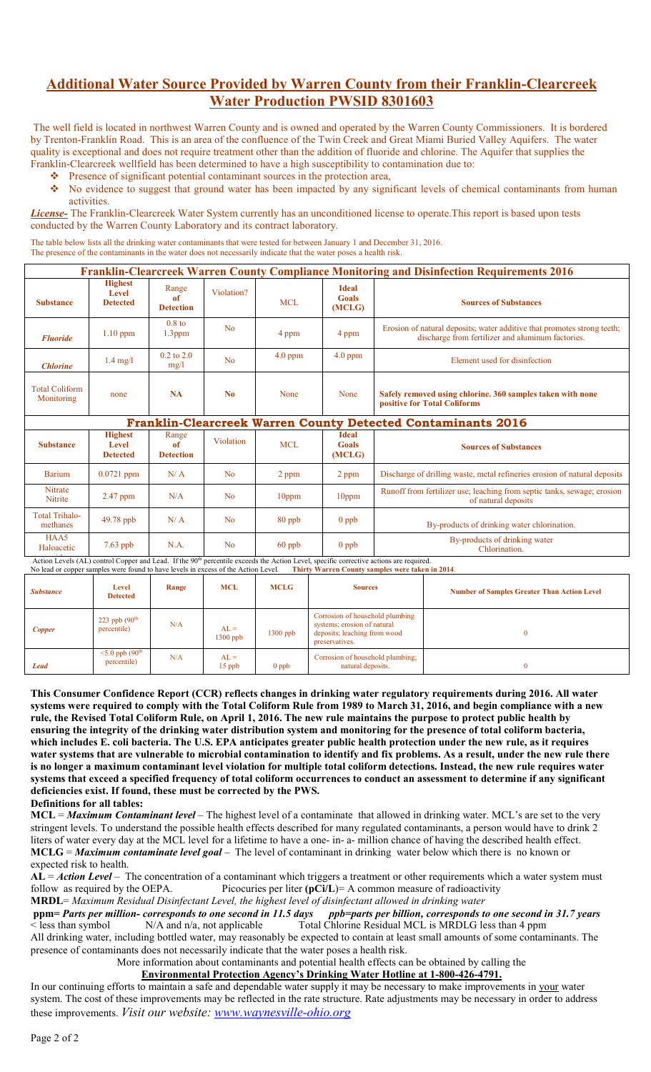# Additional Water Source Provided by Warren County from their Franklin-Clearcreek Water Production PWSID 8301603

The well field is located in northwest Warren County and is owned and operated by the Warren County Commissioners. It is bordered by Trenton-Franklin Road. This is an area of the confluence of the Twin Creek and Great Miami Buried Valley Aquifers. The water quality is exceptional and does not require treatment other than the addition of fluoride and chlorine. The Aquifer that supplies the Franklin-Clearcreek wellfield has been determined to have a high susceptibility to contamination due to:

- Presence of significant potential contaminant sources in the protection area,
- No evidence to suggest that ground water has been impacted by any significant levels of chemical contaminants from human activities.

***License-*** The Franklin-Clearcreek Water System currently has an unconditioned license to operate.This report is based upon tests conducted by the Warren County Laboratory and its contract laboratory.

The table below lists all the drinking water contaminants that were tested for between January 1 and December 31, 2016.
The presence of the contaminants in the water does not necessarily indicate that the water poses a health risk.

| Franklin-Clearcreek Warren County Compliance Monitoring and Disinfection Requirements 2016 | | | | | | |
|---|---|---|---|---|---|---|
| **Substance** | **Highest Level Detected** | Range of Detection | Violation? | MCL | **Ideal Goals (MCLG)** | **Sources of Substances** |
| ***Fluoride*** | 1.10 ppm | 0.8 to 1.3ppm | No | 4 ppm | 4 ppm | Erosion of natural deposits; water additive that promotes strong teeth; discharge from fertilizer and aluminum factories. |
| ***Chlorine*** | 1.4 mg/l | 0.2 to 2.0 mg/l | No | 4.0 ppm | 4.0 ppm | Element used for disinfection |
| Total Coliform Monitoring | none | **NA** | **No** | None | None | **Safely removed using chlorine. 360 samples taken with none positive for Total Coliforms** |
| **Franklin-Clearcreek Warren County Detected Contaminants 2016** | | | | | | |
| **Substance** | **Highest Level Detected** | Range of Detection | Violation | MCL | **Ideal Goals (MCLG)** | **Sources of Substances** |
| Barium | 0.0721 ppm | N/ A | No | 2 ppm | 2 ppm | Discharge of drilling waste, metal refineries erosion of natural deposits |
| Nitrate Nitrite | 2.47 ppm | N/A | No | 10ppm | 10ppm | Runoff from fertilizer use; leaching from septic tanks, sewage; erosion of natural deposits |
| Total Trihalo-methanes | 49.78 ppb | N/ A | No | 80 ppb | 0 ppb | By-products of drinking water chlorination. |
| HAA5 Haloacetic | 7.63 ppb | N.A. | No | 60 ppb | 0 ppb | By-products of drinking water Chlorination. |

Action Levels (AL) control Copper and Lead. If the 90th percentile exceeds the Action Level, specific corrective actions are required.
No lead or copper samples were found to have levels in excess of the Action Level. **Thirty Warren County samples were taken in 2014**.

| ***Substance*** | Level Detected | Range | MCL | MCLG | Sources | Number of Samples Greater Than Action Level |
|---|---|---|---|---|---|---|
| ***Copper*** | 223 ppb (90th percentile) | N/A | AL = 1300 ppb | 1300 ppb | Corrosion of household plumbing systems; erosion of natural deposits; leaching from wood preservatives. | 0 |
| ***Lead*** | <5.0 ppb (90th percentile) | N/A | AL = 15 ppb | 0 ppb | Corrosion of household plumbing; natural deposits. | 0 |

**This Consumer Confidence Report (CCR) reflects changes in drinking water regulatory requirements during 2016. All water systems were required to comply with the Total Coliform Rule from 1989 to March 31, 2016, and begin compliance with a new rule, the Revised Total Coliform Rule, on April 1, 2016. The new rule maintains the purpose to protect public health by ensuring the integrity of the drinking water distribution system and monitoring for the presence of total coliform bacteria, which includes E. coli bacteria. The U.S. EPA anticipates greater public health protection under the new rule, as it requires water systems that are vulnerable to microbial contamination to identify and fix problems. As a result, under the new rule there is no longer a maximum contaminant level violation for multiple total coliform detections. Instead, the new rule requires water systems that exceed a specified frequency of total coliform occurrences to conduct an assessment to determine if any significant deficiencies exist. If found, these must be corrected by the PWS.**

**Definitions for all tables:**

**MCL** = ***Maximum Contaminant level*** – The highest level of a contaminate that allowed in drinking water. MCL's are set to the very stringent levels. To understand the possible health effects described for many regulated contaminants, a person would have to drink 2 liters of water every day at the MCL level for a lifetime to have a one- in- a- million chance of having the described health effect.

**MCLG** = ***Maximum contaminate level goal*** – The level of contaminant in drinking water below which there is no known or expected risk to health.

**AL** = ***Action Level*** – The concentration of a contaminant which triggers a treatment or other requirements which a water system must follow as required by the OEPA. Picocuries per liter **(pCi/L)**= A common measure of radioactivity

**MRDL**= *Maximum Residual Disinfectant Level, the highest level of disinfectant allowed in drinking water*

***ppm= Parts per million- corresponds to one second in 11.5 days ppb=parts per billion, corresponds to one second in 31.7 years***

< less than symbol N/A and n/a, not applicable Total Chlorine Residual MCL is MRDLG less than 4 ppm

All drinking water, including bottled water, may reasonably be expected to contain at least small amounts of some contaminants. The presence of contaminants does not necessarily indicate that the water poses a health risk.

More information about contaminants and potential health effects can be obtained by calling the

**Environmental Protection Agency's Drinking Water Hotline at 1-800-426-4791.**

In our continuing efforts to maintain a safe and dependable water supply it may be necessary to make improvements in your water system. The cost of these improvements may be reflected in the rate structure. Rate adjustments may be necessary in order to address these improvements. *Visit our website: www.waynesville-ohio.org*